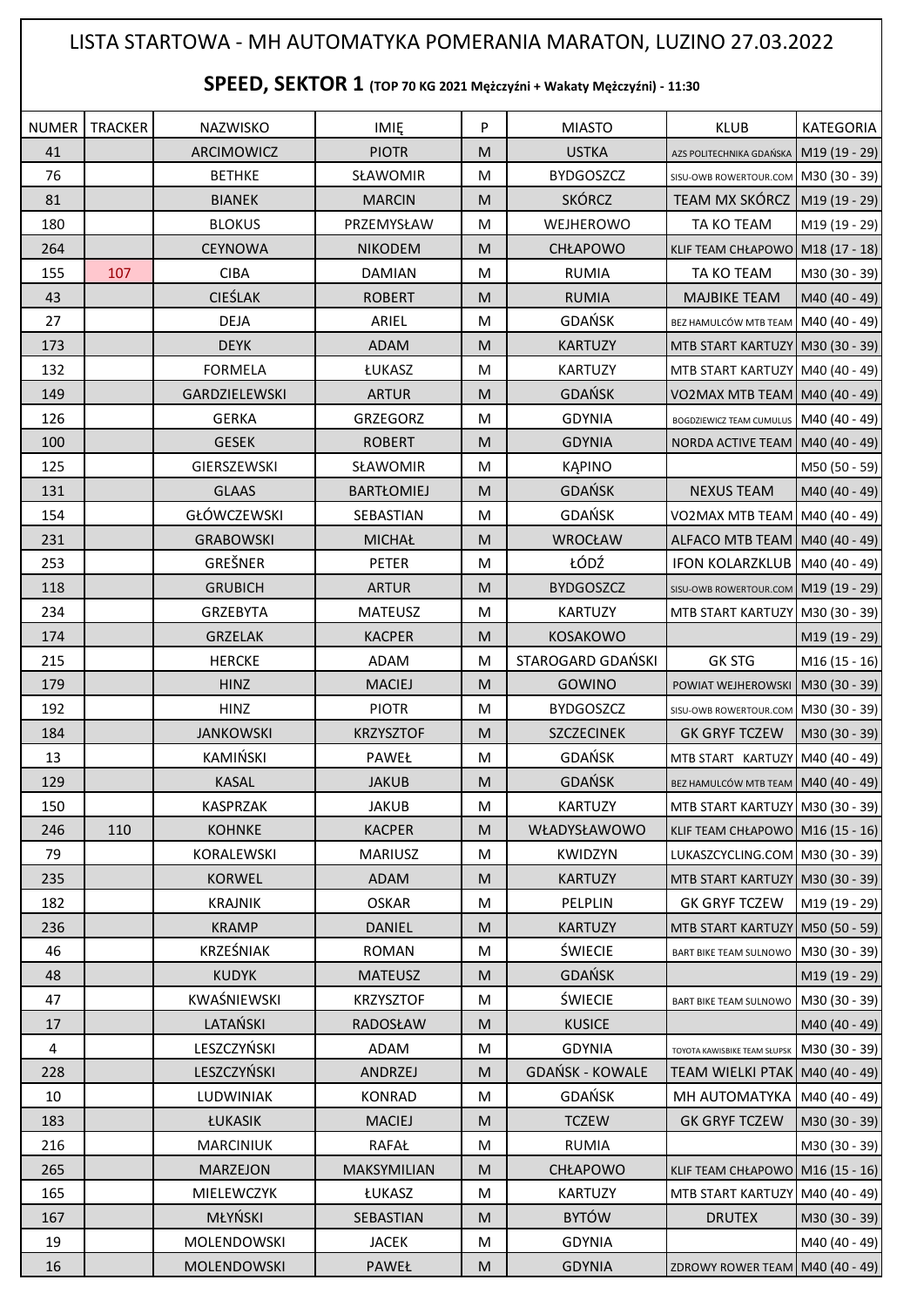# LISTA STARTOWA - MH AUTOMATYKA POMERANIA MARATON, LUZINO 27.03.2022

## SPEED, SEKTOR 1 (TOP 70 KG 2021 Mężczyźni + Wakaty Mężczyźni) - 11:30

| NUMER | TRACKER | NAZWISKO | IMIĘ | P | MIASTO | KLUB | KATEGORIA |
|---|---|---|---|---|---|---|---|
| 41 | | ARCIMOWICZ | PIOTR | M | USTKA | AZS POLITECHNIKA GDAŃSKA | M19 (19 - 29) |
| 76 | | BETHKE | SŁAWOMIR | M | BYDGOSZCZ | SISU-OWB ROWERTOUR.COM | M30 (30 - 39) |
| 81 | | BIANEK | MARCIN | M | SKÓRCZ | TEAM MX SKÓRCZ | M19 (19 - 29) |
| 180 | | BLOKUS | PRZEMYSŁAW | M | WEJHEROWO | TA KO TEAM | M19 (19 - 29) |
| 264 | | CEYNOWA | NIKODEM | M | CHŁAPOWO | KLIF TEAM CHŁAPOWO | M18 (17 - 18) |
| 155 | 107 | CIBA | DAMIAN | M | RUMIA | TA KO TEAM | M30 (30 - 39) |
| 43 | | CIEŚLAK | ROBERT | M | RUMIA | MAJBIKE TEAM | M40 (40 - 49) |
| 27 | | DEJA | ARIEL | M | GDAŃSK | BEZ HAMULCÓW MTB TEAM | M40 (40 - 49) |
| 173 | | DEYK | ADAM | M | KARTUZY | MTB START KARTUZY | M30 (30 - 39) |
| 132 | | FORMELA | ŁUKASZ | M | KARTUZY | MTB START KARTUZY | M40 (40 - 49) |
| 149 | | GARDZIELEWSKI | ARTUR | M | GDAŃSK | VO2MAX MTB TEAM | M40 (40 - 49) |
| 126 | | GERKA | GRZEGORZ | M | GDYNIA | BOGDZIEWICZ TEAM CUMULUS | M40 (40 - 49) |
| 100 | | GESEK | ROBERT | M | GDYNIA | NORDA ACTIVE TEAM | M40 (40 - 49) |
| 125 | | GIERSZEWSKI | SŁAWOMIR | M | KĄPINO | | M50 (50 - 59) |
| 131 | | GLAAS | BARTŁOMIEJ | M | GDAŃSK | NEXUS TEAM | M40 (40 - 49) |
| 154 | | GŁÓWCZEWSKI | SEBASTIAN | M | GDAŃSK | VO2MAX MTB TEAM | M40 (40 - 49) |
| 231 | | GRABOWSKI | MICHAŁ | M | WROCŁAW | ALFACO MTB TEAM | M40 (40 - 49) |
| 253 | | GREŠNER | PETER | M | ŁÓDŹ | IFON KOLARZKLUB | M40 (40 - 49) |
| 118 | | GRUBICH | ARTUR | M | BYDGOSZCZ | SISU-OWB ROWERTOUR.COM | M19 (19 - 29) |
| 234 | | GRZEBYTA | MATEUSZ | M | KARTUZY | MTB START KARTUZY | M30 (30 - 39) |
| 174 | | GRZELAK | KACPER | M | KOSAKOWO | | M19 (19 - 29) |
| 215 | | HERCKE | ADAM | M | STAROGARD GDAŃSKI | GK STG | M16 (15 - 16) |
| 179 | | HINZ | MACIEJ | M | GOWINO | POWIAT WEJHEROWSKI | M30 (30 - 39) |
| 192 | | HINZ | PIOTR | M | BYDGOSZCZ | SISU-OWB ROWERTOUR.COM | M30 (30 - 39) |
| 184 | | JANKOWSKI | KRZYSZTOF | M | SZCZECINEK | GK GRYF TCZEW | M30 (30 - 39) |
| 13 | | KAMIŃSKI | PAWEŁ | M | GDAŃSK | MTB START KARTUZY | M40 (40 - 49) |
| 129 | | KASAL | JAKUB | M | GDAŃSK | BEZ HAMULCÓW MTB TEAM | M40 (40 - 49) |
| 150 | | KASPRZAK | JAKUB | M | KARTUZY | MTB START KARTUZY | M30 (30 - 39) |
| 246 | 110 | KOHNKE | KACPER | M | WŁADYSŁAWOWO | KLIF TEAM CHŁAPOWO | M16 (15 - 16) |
| 79 | | KORALEWSKI | MARIUSZ | M | KWIDZYN | LUKASZCYCLING.COM | M30 (30 - 39) |
| 235 | | KORWEL | ADAM | M | KARTUZY | MTB START KARTUZY | M30 (30 - 39) |
| 182 | | KRAJNIK | OSKAR | M | PELPLIN | GK GRYF TCZEW | M19 (19 - 29) |
| 236 | | KRAMP | DANIEL | M | KARTUZY | MTB START KARTUZY | M50 (50 - 59) |
| 46 | | KRZEŚNIAK | ROMAN | M | ŚWIECIE | BART BIKE TEAM SULNOWO | M30 (30 - 39) |
| 48 | | KUDYK | MATEUSZ | M | GDAŃSK | | M19 (19 - 29) |
| 47 | | KWAŚNIEWSKI | KRZYSZTOF | M | ŚWIECIE | BART BIKE TEAM SULNOWO | M30 (30 - 39) |
| 17 | | LATAŃSKI | RADOSŁAW | M | KUSICE | | M40 (40 - 49) |
| 4 | | LESZCZYŃSKI | ADAM | M | GDYNIA | TOYOTA KAWISBIKE TEAM SŁUPSK | M30 (30 - 39) |
| 228 | | LESZCZYŃSKI | ANDRZEJ | M | GDAŃSK - KOWALE | TEAM WIELKI PTAK | M40 (40 - 49) |
| 10 | | LUDWINIAK | KONRAD | M | GDAŃSK | MH AUTOMATYKA | M40 (40 - 49) |
| 183 | | ŁUKASIK | MACIEJ | M | TCZEW | GK GRYF TCZEW | M30 (30 - 39) |
| 216 | | MARCINIUK | RAFAŁ | M | RUMIA | | M30 (30 - 39) |
| 265 | | MARZEJON | MAKSYMILIAN | M | CHŁAPOWO | KLIF TEAM CHŁAPOWO | M16 (15 - 16) |
| 165 | | MIELEWCZYK | ŁUKASZ | M | KARTUZY | MTB START KARTUZY | M40 (40 - 49) |
| 167 | | MŁYŃSKI | SEBASTIAN | M | BYTÓW | DRUTEX | M30 (30 - 39) |
| 19 | | MOLENDOWSKI | JACEK | M | GDYNIA | | M40 (40 - 49) |
| 16 | | MOLENDOWSKI | PAWEŁ | M | GDYNIA | ZDROWY ROWER TEAM | M40 (40 - 49) |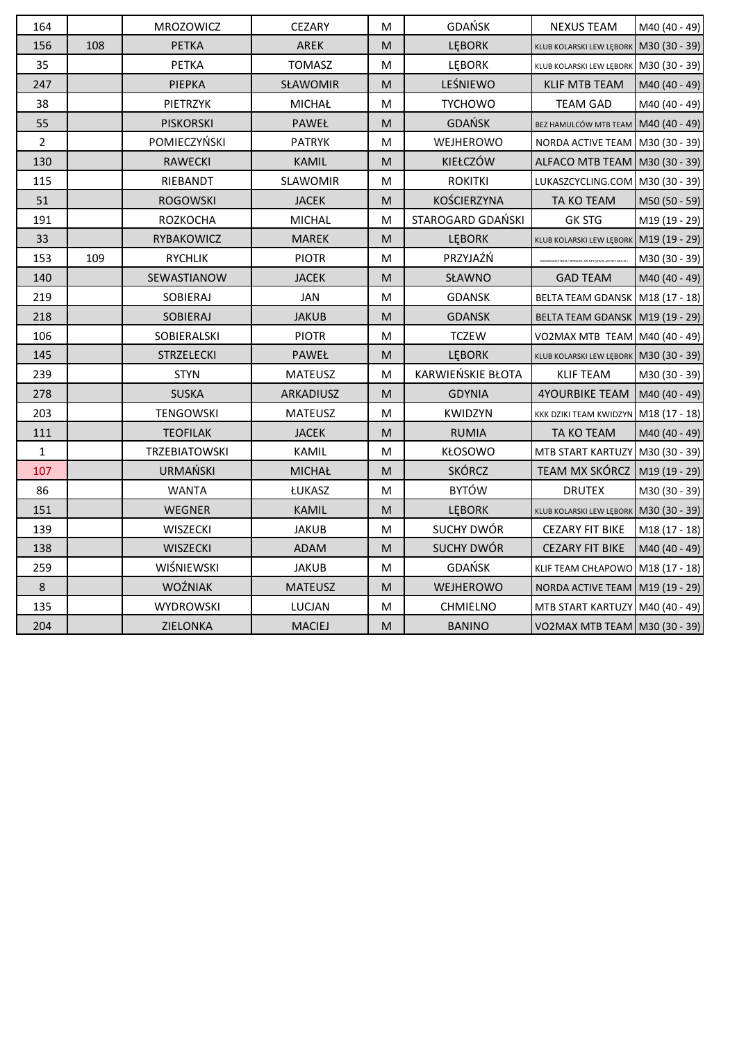| | | | | | | | |
|---|---|---|---|---|---|---|---|
| 164 | | MROZOWICZ | CEZARY | M | GDAŃSK | NEXUS TEAM | M40 (40 - 49) |
| 156 | 108 | PETKA | AREK | M | LĘBORK | KLUB KOLARSKI LEW LĘBORK | M30 (30 - 39) |
| 35 | | PETKA | TOMASZ | M | LĘBORK | KLUB KOLARSKI LEW LĘBORK | M30 (30 - 39) |
| 247 | | PIEPKA | SŁAWOMIR | M | LEŚNIEWO | KLIF MTB TEAM | M40 (40 - 49) |
| 38 | | PIETRZYK | MICHAŁ | M | TYCHOWO | TEAM GAD | M40 (40 - 49) |
| 55 | | PISKORSKI | PAWEŁ | M | GDAŃSK | BEZ HAMULCÓW MTB TEAM | M40 (40 - 49) |
| 2 | | POMIECZYŃSKI | PATRYK | M | WEJHEROWO | NORDA ACTIVE TEAM | M30 (30 - 39) |
| 130 | | RAWECKI | KAMIL | M | KIEŁCZÓW | ALFACO MTB TEAM | M30 (30 - 39) |
| 115 | | RIEBANDT | SLAWOMIR | M | ROKITKI | LUKASZCYCLING.COM | M30 (30 - 39) |
| 51 | | ROGOWSKI | JACEK | M | KOŚCIERZYNA | TA KO TEAM | M50 (50 - 59) |
| 191 | | ROZKOCHA | MICHAL | M | STAROGARD GDAŃSKI | GK STG | M19 (19 - 29) |
| 33 | | RYBAKOWICZ | MAREK | M | LĘBORK | KLUB KOLARSKI LEW LĘBORK | M19 (19 - 29) |
| 153 | 109 | RYCHLIK | PIOTR | M | PRZYJAŹŃ | BOGDZIEWICZ TEAM / SPONSOR: AR-NET (WWW.AR-NET.GDA.PL) | M30 (30 - 39) |
| 140 | | SEWASTIANOW | JACEK | M | SŁAWNO | GAD TEAM | M40 (40 - 49) |
| 219 | | SOBIERAJ | JAN | M | GDANSK | BELTA TEAM GDANSK | M18 (17 - 18) |
| 218 | | SOBIERAJ | JAKUB | M | GDANSK | BELTA TEAM GDANSK | M19 (19 - 29) |
| 106 | | SOBIERALSKI | PIOTR | M | TCZEW | VO2MAX MTB TEAM | M40 (40 - 49) |
| 145 | | STRZELECKI | PAWEŁ | M | LĘBORK | KLUB KOLARSKI LEW LĘBORK | M30 (30 - 39) |
| 239 | | STYN | MATEUSZ | M | KARWIEŃSKIE BŁOTA | KLIF TEAM | M30 (30 - 39) |
| 278 | | SUSKA | ARKADIUSZ | M | GDYNIA | 4YOURBIKE TEAM | M40 (40 - 49) |
| 203 | | TENGOWSKI | MATEUSZ | M | KWIDZYN | KKK DZIKI TEAM KWIDZYN | M18 (17 - 18) |
| 111 | | TEOFILAK | JACEK | M | RUMIA | TA KO TEAM | M40 (40 - 49) |
| 1 | | TRZEBIATOWSKI | KAMIL | M | KŁOSOWO | MTB START KARTUZY | M30 (30 - 39) |
| 107 | | URMAŃSKI | MICHAŁ | M | SKÓRCZ | TEAM MX SKÓRCZ | M19 (19 - 29) |
| 86 | | WANTA | ŁUKASZ | M | BYTÓW | DRUTEX | M30 (30 - 39) |
| 151 | | WEGNER | KAMIL | M | LĘBORK | KLUB KOLARSKI LEW LĘBORK | M30 (30 - 39) |
| 139 | | WISZECKI | JAKUB | M | SUCHY DWÓR | CEZARY FIT BIKE | M18 (17 - 18) |
| 138 | | WISZECKI | ADAM | M | SUCHY DWÓR | CEZARY FIT BIKE | M40 (40 - 49) |
| 259 | | WIŚNIEWSKI | JAKUB | M | GDAŃSK | KLIF TEAM CHŁAPOWO | M18 (17 - 18) |
| 8 | | WOŹNIAK | MATEUSZ | M | WEJHEROWO | NORDA ACTIVE TEAM | M19 (19 - 29) |
| 135 | | WYDROWSKI | LUCJAN | M | CHMIELNO | MTB START KARTUZY | M40 (40 - 49) |
| 204 | | ZIELONKA | MACIEJ | M | BANINO | VO2MAX MTB TEAM | M30 (30 - 39) |